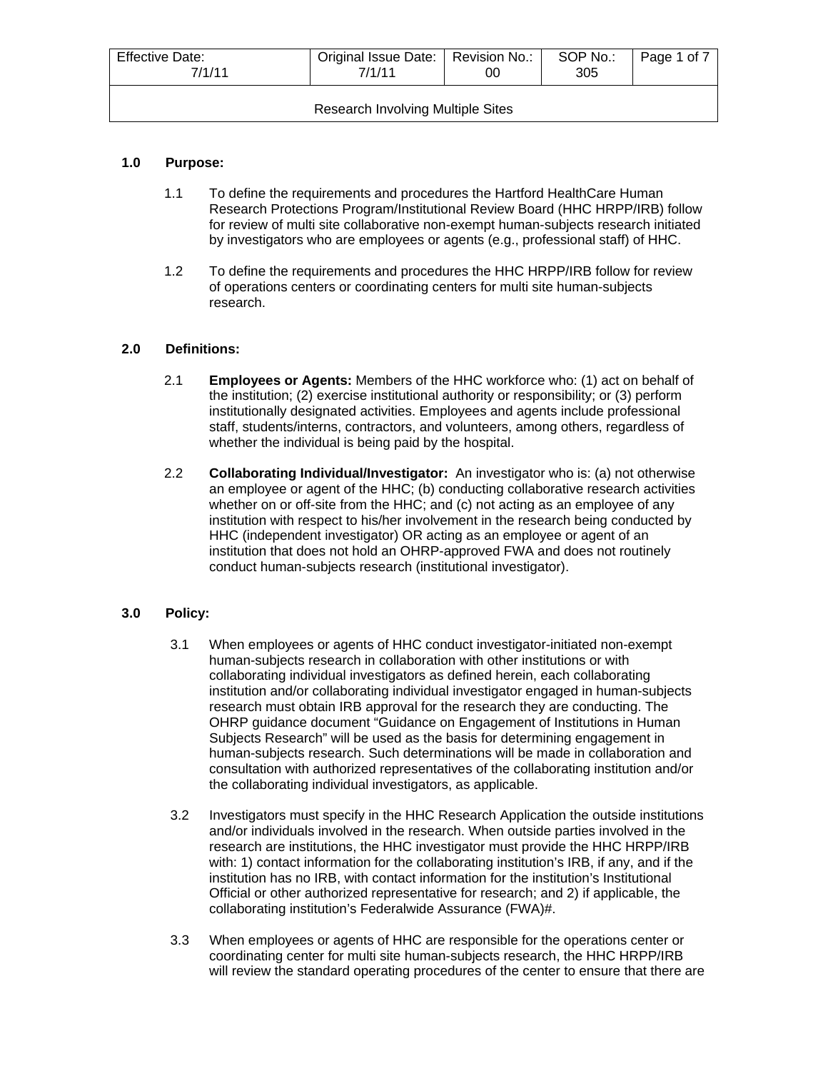| Effective Date: 7/1/11 | Original Issue Date: 7/1/11 | Revision No.: 00 | SOP No.: 305 |
| --- | --- | --- | --- |
| Research Involving Multiple Sites | | | |

## 1.0 Purpose:

1.1 To define the requirements and procedures the Hartford HealthCare Human Research Protections Program/Institutional Review Board (HHC HRPP/IRB) follow for review of multi site collaborative non-exempt human-subjects research initiated by investigators who are employees or agents (e.g., professional staff) of HHC.

1.2 To define the requirements and procedures the HHC HRPP/IRB follow for review of operations centers or coordinating centers for multi site human-subjects research.

## 2.0 Definitions:

2.1 **Employees or Agents:** Members of the HHC workforce who: (1) act on behalf of the institution; (2) exercise institutional authority or responsibility; or (3) perform institutionally designated activities. Employees and agents include professional staff, students/interns, contractors, and volunteers, among others, regardless of whether the individual is being paid by the hospital.

2.2 **Collaborating Individual/Investigator:** An investigator who is: (a) not otherwise an employee or agent of the HHC; (b) conducting collaborative research activities whether on or off-site from the HHC; and (c) not acting as an employee of any institution with respect to his/her involvement in the research being conducted by HHC (independent investigator) OR acting as an employee or agent of an institution that does not hold an OHRP-approved FWA and does not routinely conduct human-subjects research (institutional investigator).

## 3.0 Policy:

3.1 When employees or agents of HHC conduct investigator-initiated non-exempt human-subjects research in collaboration with other institutions or with collaborating individual investigators as defined herein, each collaborating institution and/or collaborating individual investigator engaged in human-subjects research must obtain IRB approval for the research they are conducting. The OHRP guidance document "Guidance on Engagement of Institutions in Human Subjects Research" will be used as the basis for determining engagement in human-subjects research. Such determinations will be made in collaboration and consultation with authorized representatives of the collaborating institution and/or the collaborating individual investigators, as applicable.

3.2 Investigators must specify in the HHC Research Application the outside institutions and/or individuals involved in the research. When outside parties involved in the research are institutions, the HHC investigator must provide the HHC HRPP/IRB with: 1) contact information for the collaborating institution's IRB, if any, and if the institution has no IRB, with contact information for the institution's Institutional Official or other authorized representative for research; and 2) if applicable, the collaborating institution's Federalwide Assurance (FWA)#.

3.3 When employees or agents of HHC are responsible for the operations center or coordinating center for multi site human-subjects research, the HHC HRPP/IRB will review the standard operating procedures of the center to ensure that there are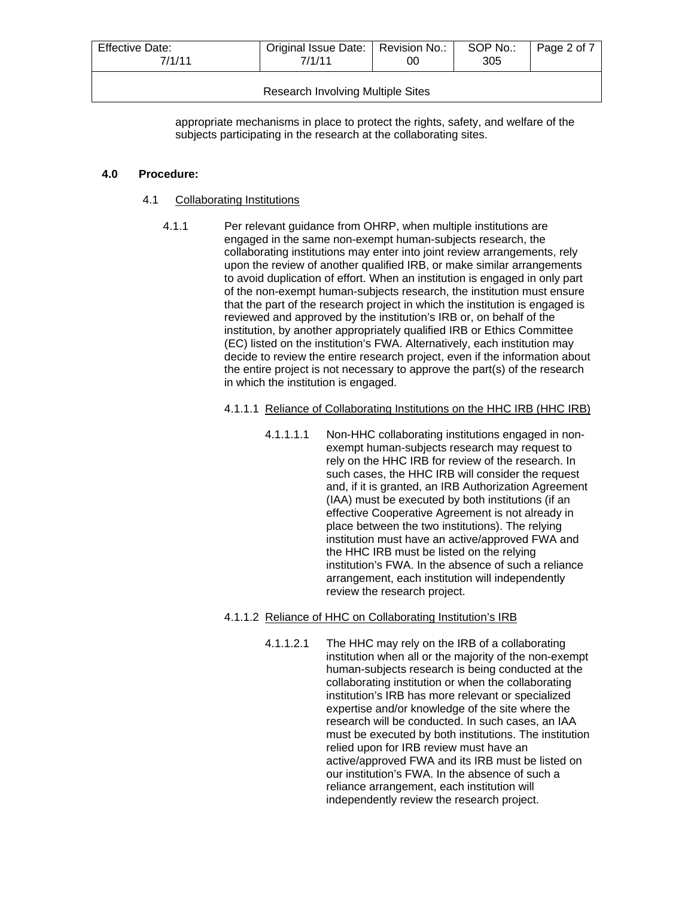appropriate mechanisms in place to protect the rights, safety, and welfare of the subjects participating in the research at the collaborating sites.

## 4.0 Procedure:

### 4.1 Collaborating Institutions

4.1.1 Per relevant guidance from OHRP, when multiple institutions are engaged in the same non-exempt human-subjects research, the collaborating institutions may enter into joint review arrangements, rely upon the review of another qualified IRB, or make similar arrangements to avoid duplication of effort. When an institution is engaged in only part of the non-exempt human-subjects research, the institution must ensure that the part of the research project in which the institution is engaged is reviewed and approved by the institution's IRB or, on behalf of the institution, by another appropriately qualified IRB or Ethics Committee (EC) listed on the institution's FWA. Alternatively, each institution may decide to review the entire research project, even if the information about the entire project is not necessary to approve the part(s) of the research in which the institution is engaged.

4.1.1.1 Reliance of Collaborating Institutions on the HHC IRB (HHC IRB)

4.1.1.1.1 Non-HHC collaborating institutions engaged in non-exempt human-subjects research may request to rely on the HHC IRB for review of the research. In such cases, the HHC IRB will consider the request and, if it is granted, an IRB Authorization Agreement (IAA) must be executed by both institutions (if an effective Cooperative Agreement is not already in place between the two institutions). The relying institution must have an active/approved FWA and the HHC IRB must be listed on the relying institution's FWA. In the absence of such a reliance arrangement, each institution will independently review the research project.

4.1.1.2 Reliance of HHC on Collaborating Institution's IRB

4.1.1.2.1 The HHC may rely on the IRB of a collaborating institution when all or the majority of the non-exempt human-subjects research is being conducted at the collaborating institution or when the collaborating institution's IRB has more relevant or specialized expertise and/or knowledge of the site where the research will be conducted. In such cases, an IAA must be executed by both institutions. The institution relied upon for IRB review must have an active/approved FWA and its IRB must be listed on our institution's FWA. In the absence of such a reliance arrangement, each institution will independently review the research project.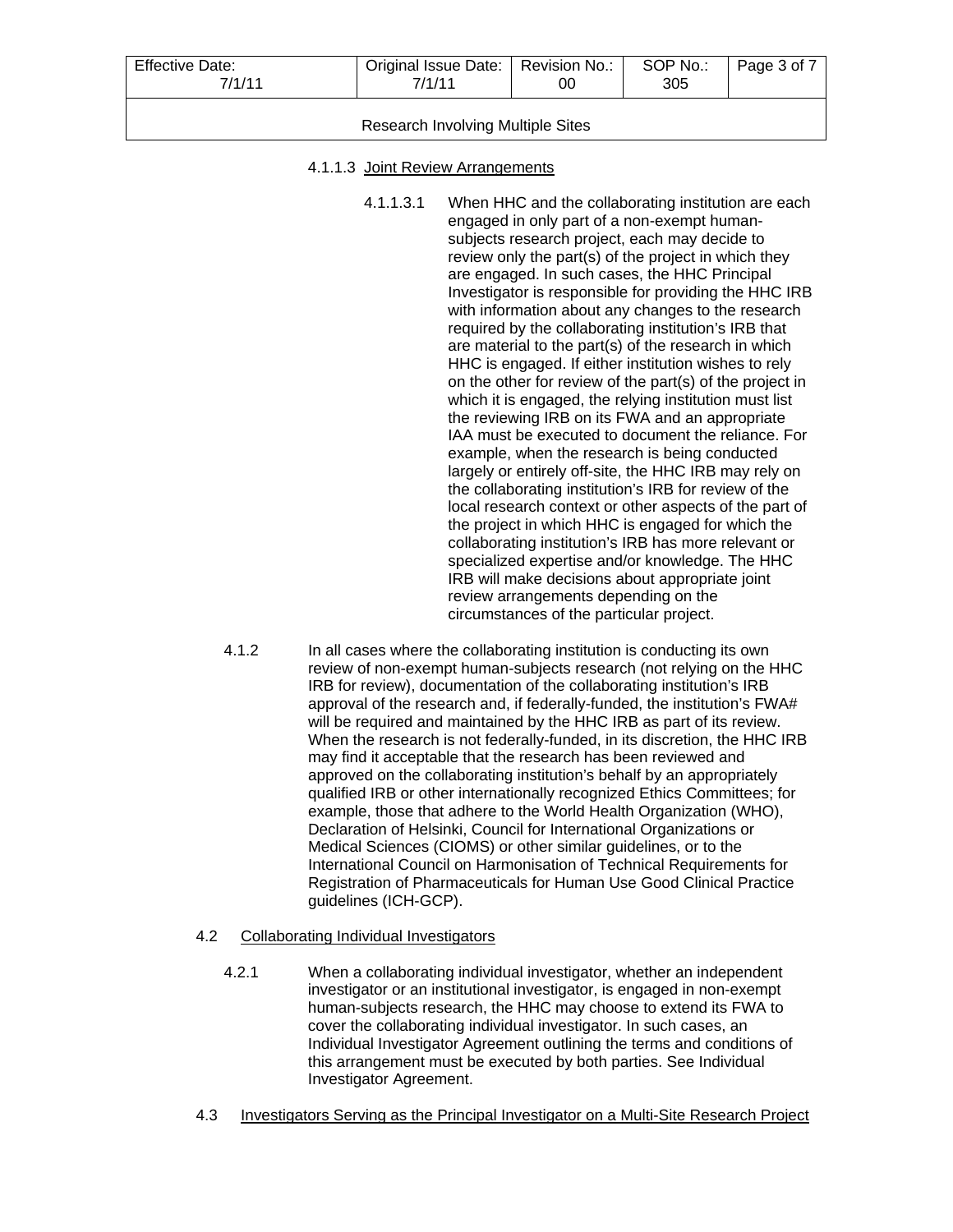4.1.1.3 Joint Review Arrangements

4.1.1.3.1 When HHC and the collaborating institution are each engaged in only part of a non-exempt human-subjects research project, each may decide to review only the part(s) of the project in which they are engaged. In such cases, the HHC Principal Investigator is responsible for providing the HHC IRB with information about any changes to the research required by the collaborating institution's IRB that are material to the part(s) of the research in which HHC is engaged. If either institution wishes to rely on the other for review of the part(s) of the project in which it is engaged, the relying institution must list the reviewing IRB on its FWA and an appropriate IAA must be executed to document the reliance. For example, when the research is being conducted largely or entirely off-site, the HHC IRB may rely on the collaborating institution's IRB for review of the local research context or other aspects of the part of the project in which HHC is engaged for which the collaborating institution's IRB has more relevant or specialized expertise and/or knowledge. The HHC IRB will make decisions about appropriate joint review arrangements depending on the circumstances of the particular project.

4.1.2 In all cases where the collaborating institution is conducting its own review of non-exempt human-subjects research (not relying on the HHC IRB for review), documentation of the collaborating institution's IRB approval of the research and, if federally-funded, the institution's FWA# will be required and maintained by the HHC IRB as part of its review. When the research is not federally-funded, in its discretion, the HHC IRB may find it acceptable that the research has been reviewed and approved on the collaborating institution's behalf by an appropriately qualified IRB or other internationally recognized Ethics Committees; for example, those that adhere to the World Health Organization (WHO), Declaration of Helsinki, Council for International Organizations or Medical Sciences (CIOMS) or other similar guidelines, or to the International Council on Harmonisation of Technical Requirements for Registration of Pharmaceuticals for Human Use Good Clinical Practice guidelines (ICH-GCP).

4.2 Collaborating Individual Investigators

4.2.1 When a collaborating individual investigator, whether an independent investigator or an institutional investigator, is engaged in non-exempt human-subjects research, the HHC may choose to extend its FWA to cover the collaborating individual investigator. In such cases, an Individual Investigator Agreement outlining the terms and conditions of this arrangement must be executed by both parties. See Individual Investigator Agreement.

4.3 Investigators Serving as the Principal Investigator on a Multi-Site Research Project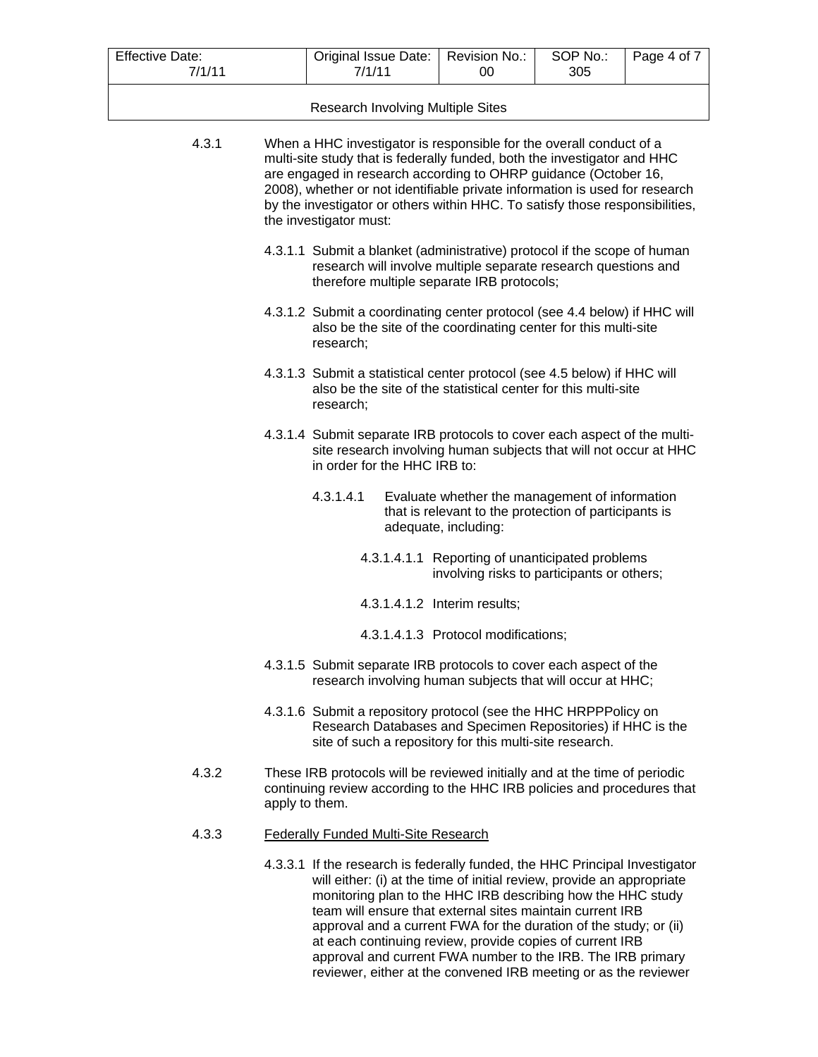4.3.1 When a HHC investigator is responsible for the overall conduct of a multi-site study that is federally funded, both the investigator and HHC are engaged in research according to OHRP guidance (October 16, 2008), whether or not identifiable private information is used for research by the investigator or others within HHC. To satisfy those responsibilities, the investigator must:

4.3.1.1 Submit a blanket (administrative) protocol if the scope of human research will involve multiple separate research questions and therefore multiple separate IRB protocols;

4.3.1.2 Submit a coordinating center protocol (see 4.4 below) if HHC will also be the site of the coordinating center for this multi-site research;

4.3.1.3 Submit a statistical center protocol (see 4.5 below) if HHC will also be the site of the statistical center for this multi-site research;

4.3.1.4 Submit separate IRB protocols to cover each aspect of the multi-site research involving human subjects that will not occur at HHC in order for the HHC IRB to:

4.3.1.4.1 Evaluate whether the management of information that is relevant to the protection of participants is adequate, including:

4.3.1.4.1.1 Reporting of unanticipated problems involving risks to participants or others;

4.3.1.4.1.2 Interim results;

4.3.1.4.1.3 Protocol modifications;

4.3.1.5 Submit separate IRB protocols to cover each aspect of the research involving human subjects that will occur at HHC;

4.3.1.6 Submit a repository protocol (see the HHC HRPPPolicy on Research Databases and Specimen Repositories) if HHC is the site of such a repository for this multi-site research.

4.3.2 These IRB protocols will be reviewed initially and at the time of periodic continuing review according to the HHC IRB policies and procedures that apply to them.

4.3.3 Federally Funded Multi-Site Research

4.3.3.1 If the research is federally funded, the HHC Principal Investigator will either: (i) at the time of initial review, provide an appropriate monitoring plan to the HHC IRB describing how the HHC study team will ensure that external sites maintain current IRB approval and a current FWA for the duration of the study; or (ii) at each continuing review, provide copies of current IRB approval and current FWA number to the IRB. The IRB primary reviewer, either at the convened IRB meeting or as the reviewer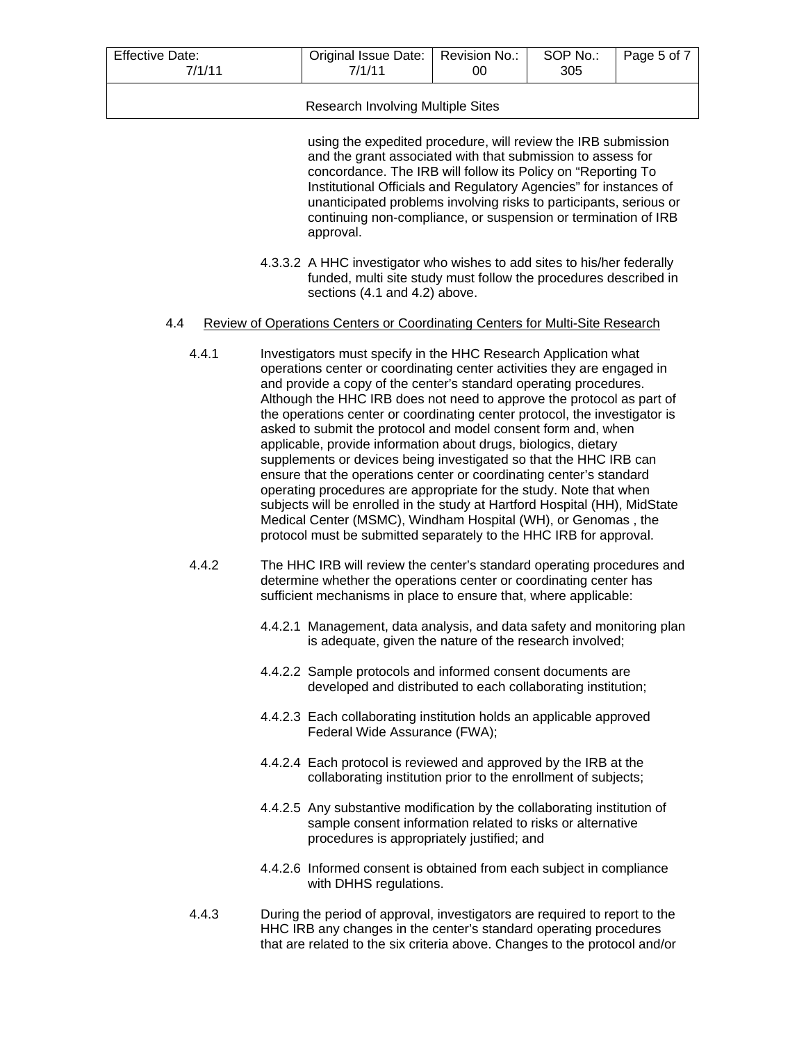using the expedited procedure, will review the IRB submission and the grant associated with that submission to assess for concordance. The IRB will follow its Policy on "Reporting To Institutional Officials and Regulatory Agencies" for instances of unanticipated problems involving risks to participants, serious or continuing non-compliance, or suspension or termination of IRB approval.

4.3.3.2 A HHC investigator who wishes to add sites to his/her federally funded, multi site study must follow the procedures described in sections (4.1 and 4.2) above.

## 4.4 Review of Operations Centers or Coordinating Centers for Multi-Site Research

4.4.1 Investigators must specify in the HHC Research Application what operations center or coordinating center activities they are engaged in and provide a copy of the center's standard operating procedures. Although the HHC IRB does not need to approve the protocol as part of the operations center or coordinating center protocol, the investigator is asked to submit the protocol and model consent form and, when applicable, provide information about drugs, biologics, dietary supplements or devices being investigated so that the HHC IRB can ensure that the operations center or coordinating center's standard operating procedures are appropriate for the study. Note that when subjects will be enrolled in the study at Hartford Hospital (HH), MidState Medical Center (MSMC), Windham Hospital (WH), or Genomas , the protocol must be submitted separately to the HHC IRB for approval.

4.4.2 The HHC IRB will review the center's standard operating procedures and determine whether the operations center or coordinating center has sufficient mechanisms in place to ensure that, where applicable:

4.4.2.1 Management, data analysis, and data safety and monitoring plan is adequate, given the nature of the research involved;

4.4.2.2 Sample protocols and informed consent documents are developed and distributed to each collaborating institution;

4.4.2.3 Each collaborating institution holds an applicable approved Federal Wide Assurance (FWA);

4.4.2.4 Each protocol is reviewed and approved by the IRB at the collaborating institution prior to the enrollment of subjects;

4.4.2.5 Any substantive modification by the collaborating institution of sample consent information related to risks or alternative procedures is appropriately justified; and

4.4.2.6 Informed consent is obtained from each subject in compliance with DHHS regulations.

4.4.3 During the period of approval, investigators are required to report to the HHC IRB any changes in the center's standard operating procedures that are related to the six criteria above. Changes to the protocol and/or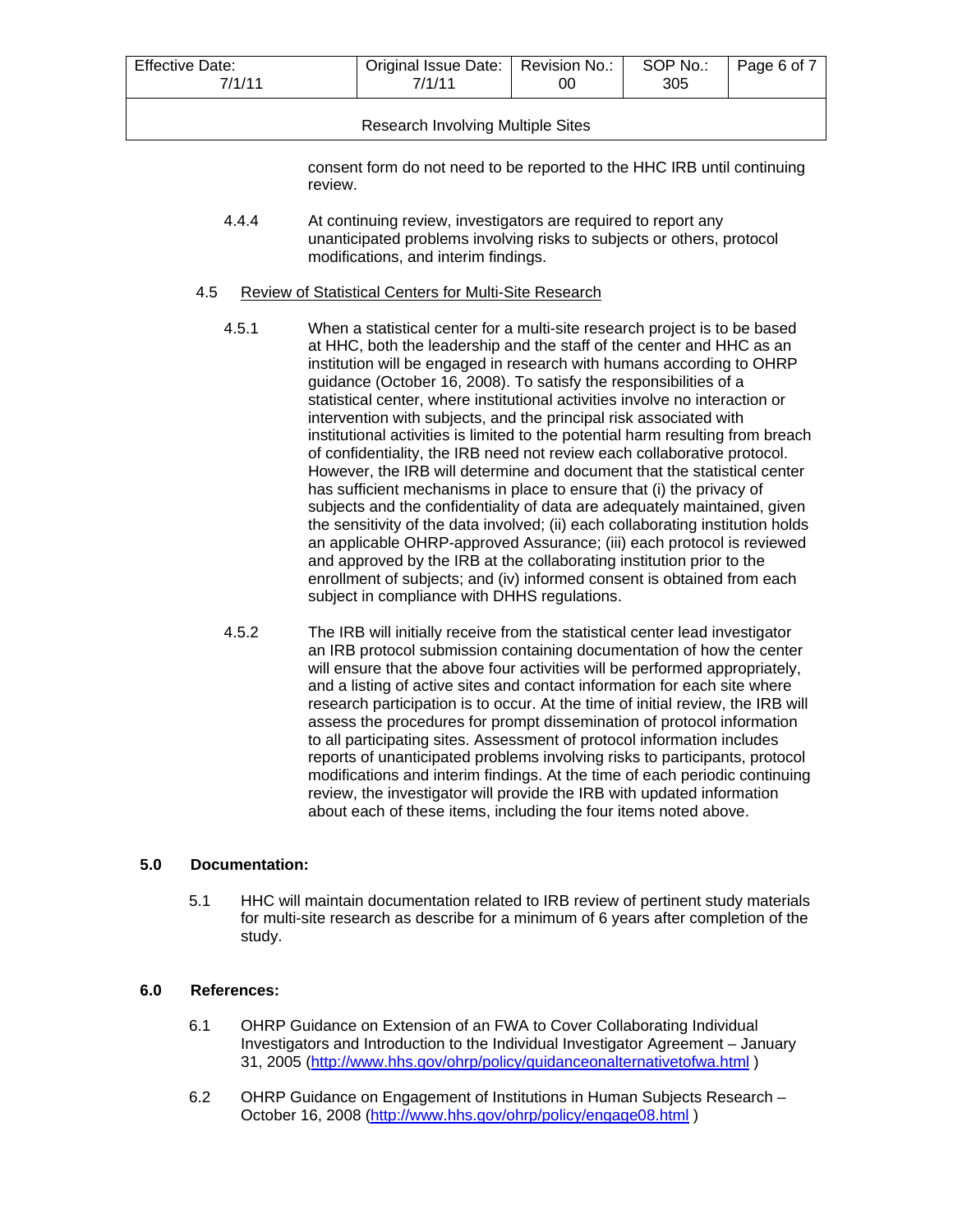consent form do not need to be reported to the HHC IRB until continuing review.

4.4.4 At continuing review, investigators are required to report any unanticipated problems involving risks to subjects or others, protocol modifications, and interim findings.

4.5 Review of Statistical Centers for Multi-Site Research

4.5.1 When a statistical center for a multi-site research project is to be based at HHC, both the leadership and the staff of the center and HHC as an institution will be engaged in research with humans according to OHRP guidance (October 16, 2008). To satisfy the responsibilities of a statistical center, where institutional activities involve no interaction or intervention with subjects, and the principal risk associated with institutional activities is limited to the potential harm resulting from breach of confidentiality, the IRB need not review each collaborative protocol. However, the IRB will determine and document that the statistical center has sufficient mechanisms in place to ensure that (i) the privacy of subjects and the confidentiality of data are adequately maintained, given the sensitivity of the data involved; (ii) each collaborating institution holds an applicable OHRP-approved Assurance; (iii) each protocol is reviewed and approved by the IRB at the collaborating institution prior to the enrollment of subjects; and (iv) informed consent is obtained from each subject in compliance with DHHS regulations.

4.5.2 The IRB will initially receive from the statistical center lead investigator an IRB protocol submission containing documentation of how the center will ensure that the above four activities will be performed appropriately, and a listing of active sites and contact information for each site where research participation is to occur. At the time of initial review, the IRB will assess the procedures for prompt dissemination of protocol information to all participating sites. Assessment of protocol information includes reports of unanticipated problems involving risks to participants, protocol modifications and interim findings. At the time of each periodic continuing review, the investigator will provide the IRB with updated information about each of these items, including the four items noted above.

## 5.0 Documentation:

5.1 HHC will maintain documentation related to IRB review of pertinent study materials for multi-site research as describe for a minimum of 6 years after completion of the study.

## 6.0 References:

6.1 OHRP Guidance on Extension of an FWA to Cover Collaborating Individual Investigators and Introduction to the Individual Investigator Agreement – January 31, 2005 (http://www.hhs.gov/ohrp/policy/guidanceonalternativetofwa.html )

6.2 OHRP Guidance on Engagement of Institutions in Human Subjects Research – October 16, 2008 (http://www.hhs.gov/ohrp/policy/engage08.html )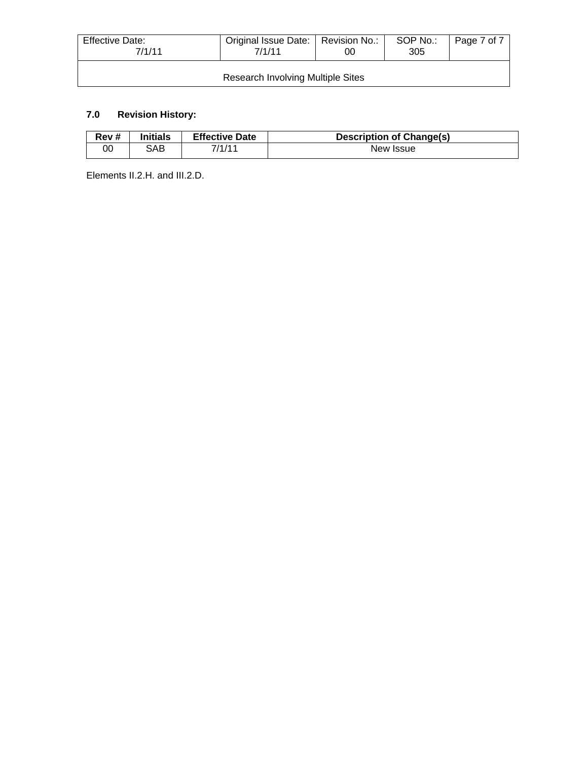## 7.0 Revision History:

| Rev # | Initials | Effective Date | Description of Change(s) |
|---|---|---|---|
| 00 | SAB | 7/1/11 | New Issue |

Elements II.2.H. and III.2.D.